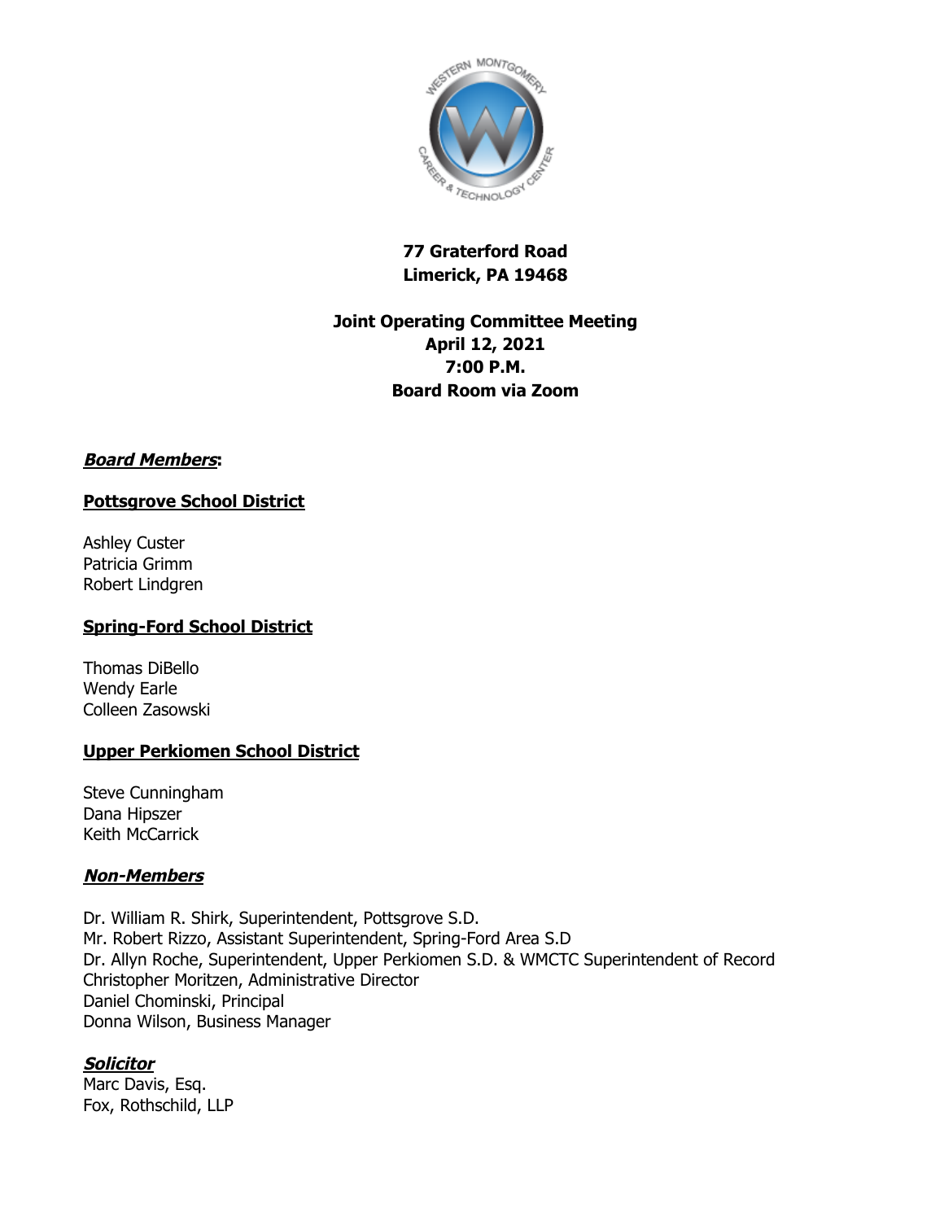**77 Graterford Road**
**Limerick, PA 19468**

**Joint Operating Committee Meeting**
**April 12, 2021**
**7:00 P.M.**
**Board Room via Zoom**

***Board Members*:**

**Pottsgrove School District**

Ashley Custer
Patricia Grimm
Robert Lindgren

**Spring-Ford School District**

Thomas DiBello
Wendy Earle
Colleen Zasowski

**Upper Perkiomen School District**

Steve Cunningham
Dana Hipszer
Keith McCarrick

***Non-Members***

Dr. William R. Shirk, Superintendent, Pottsgrove S.D.
Mr. Robert Rizzo, Assistant Superintendent, Spring-Ford Area S.D
Dr. Allyn Roche, Superintendent, Upper Perkiomen S.D. & WMCTC Superintendent of Record
Christopher Moritzen, Administrative Director
Daniel Chominski, Principal
Donna Wilson, Business Manager

***Solicitor***
Marc Davis, Esq.
Fox, Rothschild, LLP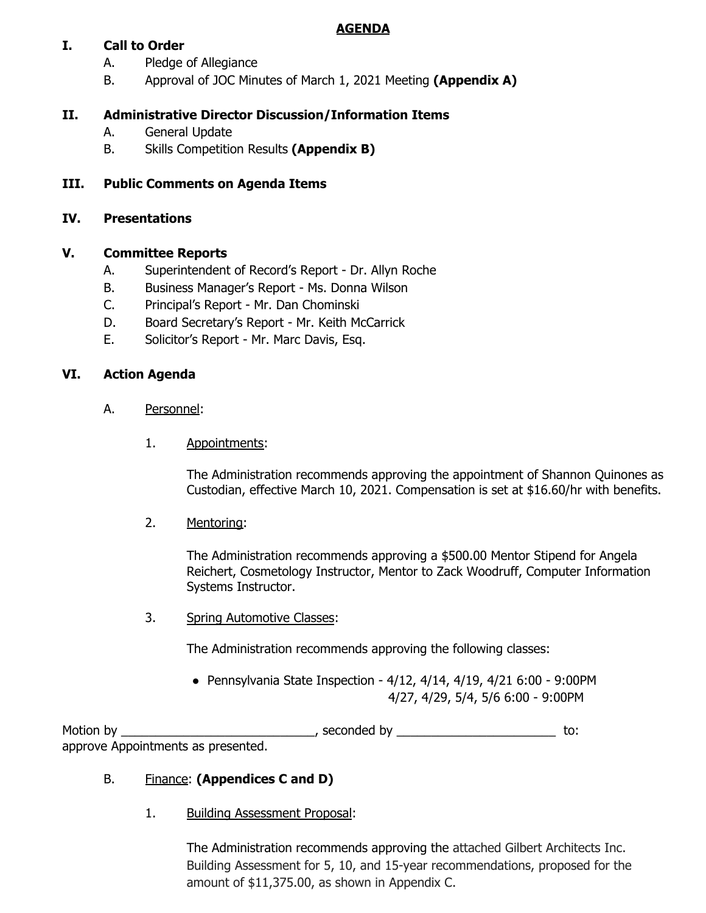# AGENDA

## I. Call to Order

A. Pledge of Allegiance

B. Approval of JOC Minutes of March 1, 2021 Meeting **(Appendix A)**

## II. Administrative Director Discussion/Information Items

A. General Update

B. Skills Competition Results **(Appendix B)**

## III. Public Comments on Agenda Items

## IV. Presentations

## V. Committee Reports

A. Superintendent of Record's Report - Dr. Allyn Roche

B. Business Manager's Report - Ms. Donna Wilson

C. Principal's Report - Mr. Dan Chominski

D. Board Secretary's Report - Mr. Keith McCarrick

E. Solicitor's Report - Mr. Marc Davis, Esq.

## VI. Action Agenda

A. Personnel:

1. Appointments:

   The Administration recommends approving the appointment of Shannon Quinones as Custodian, effective March 10, 2021. Compensation is set at $16.60/hr with benefits.

2. Mentoring:

   The Administration recommends approving a $500.00 Mentor Stipend for Angela Reichert, Cosmetology Instructor, Mentor to Zack Woodruff, Computer Information Systems Instructor.

3. Spring Automotive Classes:

   The Administration recommends approving the following classes:

   - Pennsylvania State Inspection - 4/12, 4/14, 4/19, 4/21 6:00 - 9:00PM
     4/27, 4/29, 5/4, 5/6 6:00 - 9:00PM

Motion by _____________________________, seconded by ________________________ to: approve Appointments as presented.

B. Finance: **(Appendices C and D)**

1. Building Assessment Proposal:

   The Administration recommends approving the attached Gilbert Architects Inc. Building Assessment for 5, 10, and 15-year recommendations, proposed for the amount of $11,375.00, as shown in Appendix C.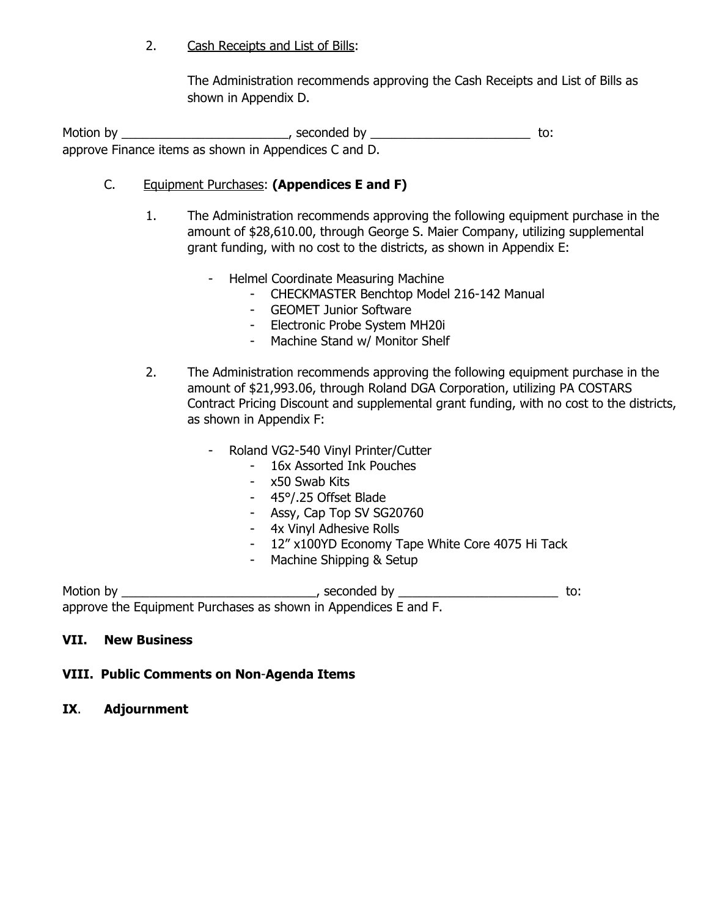2. Cash Receipts and List of Bills:

   The Administration recommends approving the Cash Receipts and List of Bills as shown in Appendix D.

Motion by ________________________, seconded by _______________________ to: approve Finance items as shown in Appendices C and D.

C. Equipment Purchases: **(Appendices E and F)**

1. The Administration recommends approving the following equipment purchase in the amount of $28,610.00, through George S. Maier Company, utilizing supplemental grant funding, with no cost to the districts, as shown in Appendix E:

   - Helmel Coordinate Measuring Machine
     - CHECKMASTER Benchtop Model 216-142 Manual
     - GEOMET Junior Software
     - Electronic Probe System MH20i
     - Machine Stand w/ Monitor Shelf

2. The Administration recommends approving the following equipment purchase in the amount of $21,993.06, through Roland DGA Corporation, utilizing PA COSTARS Contract Pricing Discount and supplemental grant funding, with no cost to the districts, as shown in Appendix F:

   - Roland VG2-540 Vinyl Printer/Cutter
     - 16x Assorted Ink Pouches
     - x50 Swab Kits
     - 45°/.25 Offset Blade
     - Assy, Cap Top SV SG20760
     - 4x Vinyl Adhesive Rolls
     - 12” x100YD Economy Tape White Core 4075 Hi Tack
     - Machine Shipping & Setup

Motion by ____________________________, seconded by _______________________ to: approve the Equipment Purchases as shown in Appendices E and F.

**VII. New Business**

**VIII. Public Comments on Non-Agenda Items**

**IX. Adjournment**